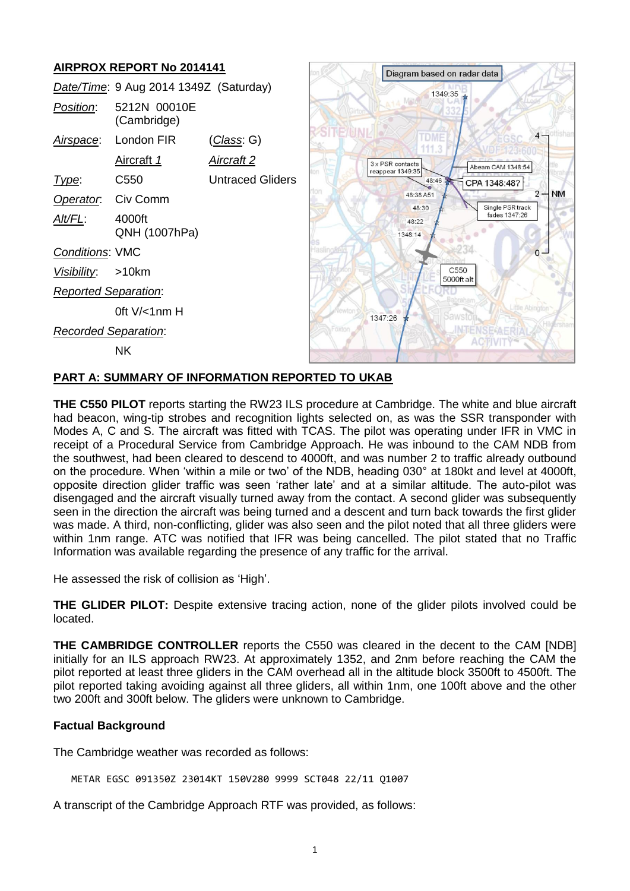## AIRPROX REPORT No 2014141

| | | |
|---|---|---|
| *Date/Time*: | 9 Aug 2014 1349Z (Saturday) | |
| *Position*: | 5212N 00010E (Cambridge) | |
| *Airspace*: | London FIR | (*Class*: G) |
| | Aircraft *1* | *Aircraft 2* |
| *Type*: | C550 | Untraced Gliders |
| *Operator*: | Civ Comm | |
| *Alt/FL*: | 4000ft QNH (1007hPa) | |
| *Conditions*: | VMC | |
| *Visibility*: | >10km | |
| *Reported Separation*: | | |
| | 0ft V/<1nm H | |
| *Recorded Separation*: | | |
| | NK | |

Diagram based on radar data

## PART A: SUMMARY OF INFORMATION REPORTED TO UKAB

**THE C550 PILOT** reports starting the RW23 ILS procedure at Cambridge. The white and blue aircraft had beacon, wing-tip strobes and recognition lights selected on, as was the SSR transponder with Modes A, C and S. The aircraft was fitted with TCAS. The pilot was operating under IFR in VMC in receipt of a Procedural Service from Cambridge Approach. He was inbound to the CAM NDB from the southwest, had been cleared to descend to 4000ft, and was number 2 to traffic already outbound on the procedure. When 'within a mile or two' of the NDB, heading 030° at 180kt and level at 4000ft, opposite direction glider traffic was seen 'rather late' and at a similar altitude. The auto-pilot was disengaged and the aircraft visually turned away from the contact. A second glider was subsequently seen in the direction the aircraft was being turned and a descent and turn back towards the first glider was made. A third, non-conflicting, glider was also seen and the pilot noted that all three gliders were within 1nm range. ATC was notified that IFR was being cancelled. The pilot stated that no Traffic Information was available regarding the presence of any traffic for the arrival.

He assessed the risk of collision as 'High'.

**THE GLIDER PILOT:** Despite extensive tracing action, none of the glider pilots involved could be located.

**THE CAMBRIDGE CONTROLLER** reports the C550 was cleared in the decent to the CAM [NDB] initially for an ILS approach RW23. At approximately 1352, and 2nm before reaching the CAM the pilot reported at least three gliders in the CAM overhead all in the altitude block 3500ft to 4500ft. The pilot reported taking avoiding against all three gliders, all within 1nm, one 100ft above and the other two 200ft and 300ft below. The gliders were unknown to Cambridge.

### Factual Background

The Cambridge weather was recorded as follows:

```
METAR EGSC 091350Z 23014KT 150V280 9999 SCT048 22/11 Q1007
```

A transcript of the Cambridge Approach RTF was provided, as follows: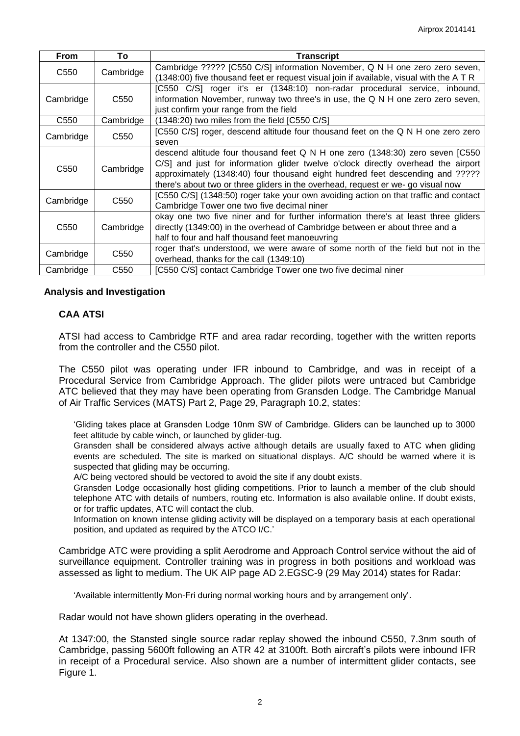| From | To | Transcript |
|---|---|---|
| C550 | Cambridge | Cambridge ????? [C550 C/S] information November, Q N H one zero zero seven, (1348:00) five thousand feet er request visual join if available, visual with the A T R |
| Cambridge | C550 | [C550 C/S] roger it's er (1348:10) non-radar procedural service, inbound, information November, runway two three's in use, the Q N H one zero zero seven, just confirm your range from the field |
| C550 | Cambridge | (1348:20) two miles from the field [C550 C/S] |
| Cambridge | C550 | [C550 C/S] roger, descend altitude four thousand feet on the Q N H one zero zero seven |
| C550 | Cambridge | descend altitude four thousand feet Q N H one zero (1348:30) zero seven [C550 C/S] and just for information glider twelve o'clock directly overhead the airport approximately (1348:40) four thousand eight hundred feet descending and ????? there's about two or three gliders in the overhead, request er we- go visual now |
| Cambridge | C550 | [C550 C/S] (1348:50) roger take your own avoiding action on that traffic and contact Cambridge Tower one two five decimal niner |
| C550 | Cambridge | okay one two five niner and for further information there's at least three gliders directly (1349:00) in the overhead of Cambridge between er about three and a half to four and half thousand feet manoeuvring |
| Cambridge | C550 | roger that's understood, we were aware of some north of the field but not in the overhead, thanks for the call (1349:10) |
| Cambridge | C550 | [C550 C/S] contact Cambridge Tower one two five decimal niner |

## Analysis and Investigation

### CAA ATSI

ATSI had access to Cambridge RTF and area radar recording, together with the written reports from the controller and the C550 pilot.

The C550 pilot was operating under IFR inbound to Cambridge, and was in receipt of a Procedural Service from Cambridge Approach. The glider pilots were untraced but Cambridge ATC believed that they may have been operating from Gransden Lodge. The Cambridge Manual of Air Traffic Services (MATS) Part 2, Page 29, Paragraph 10.2, states:

> 'Gliding takes place at Gransden Lodge 10nm SW of Cambridge. Gliders can be launched up to 3000 feet altitude by cable winch, or launched by glider-tug.
>
> Gransden shall be considered always active although details are usually faxed to ATC when gliding events are scheduled. The site is marked on situational displays. A/C should be warned where it is suspected that gliding may be occurring.
>
> A/C being vectored should be vectored to avoid the site if any doubt exists.
>
> Gransden Lodge occasionally host gliding competitions. Prior to launch a member of the club should telephone ATC with details of numbers, routing etc. Information is also available online. If doubt exists, or for traffic updates, ATC will contact the club.
>
> Information on known intense gliding activity will be displayed on a temporary basis at each operational position, and updated as required by the ATCO I/C.'

Cambridge ATC were providing a split Aerodrome and Approach Control service without the aid of surveillance equipment. Controller training was in progress in both positions and workload was assessed as light to medium. The UK AIP page AD 2.EGSC-9 (29 May 2014) states for Radar:

> 'Available intermittently Mon-Fri during normal working hours and by arrangement only'.

Radar would not have shown gliders operating in the overhead.

At 1347:00, the Stansted single source radar replay showed the inbound C550, 7.3nm south of Cambridge, passing 5600ft following an ATR 42 at 3100ft. Both aircraft's pilots were inbound IFR in receipt of a Procedural service. Also shown are a number of intermittent glider contacts, see Figure 1.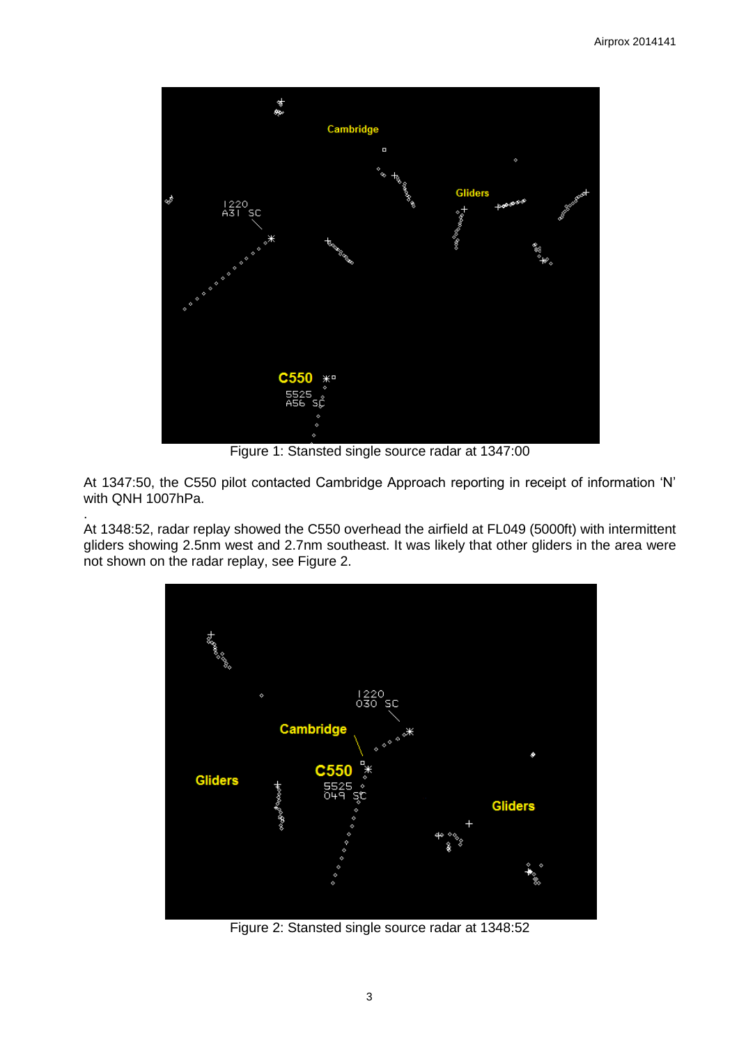Figure 1: Stansted single source radar at 1347:00

At 1347:50, the C550 pilot contacted Cambridge Approach reporting in receipt of information 'N' with QNH 1007hPa.

At 1348:52, radar replay showed the C550 overhead the airfield at FL049 (5000ft) with intermittent gliders showing 2.5nm west and 2.7nm southeast. It was likely that other gliders in the area were not shown on the radar replay, see Figure 2.

Figure 2: Stansted single source radar at 1348:52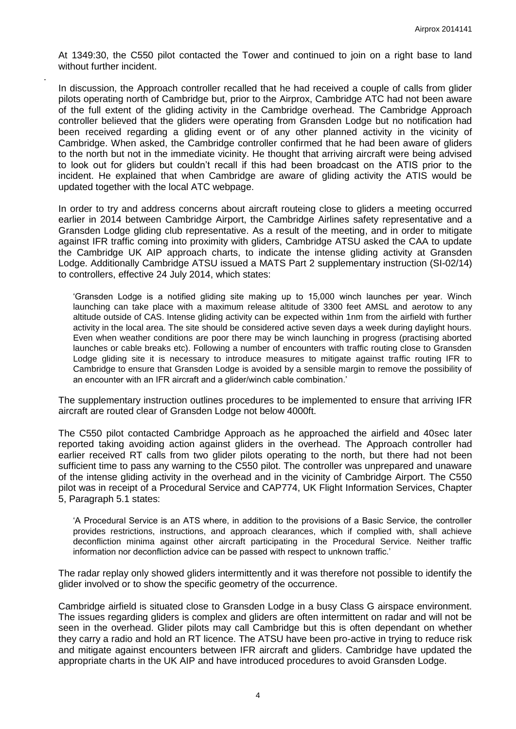At 1349:30, the C550 pilot contacted the Tower and continued to join on a right base to land without further incident.

In discussion, the Approach controller recalled that he had received a couple of calls from glider pilots operating north of Cambridge but, prior to the Airprox, Cambridge ATC had not been aware of the full extent of the gliding activity in the Cambridge overhead. The Cambridge Approach controller believed that the gliders were operating from Gransden Lodge but no notification had been received regarding a gliding event or of any other planned activity in the vicinity of Cambridge. When asked, the Cambridge controller confirmed that he had been aware of gliders to the north but not in the immediate vicinity. He thought that arriving aircraft were being advised to look out for gliders but couldn't recall if this had been broadcast on the ATIS prior to the incident. He explained that when Cambridge are aware of gliding activity the ATIS would be updated together with the local ATC webpage.

In order to try and address concerns about aircraft routeing close to gliders a meeting occurred earlier in 2014 between Cambridge Airport, the Cambridge Airlines safety representative and a Gransden Lodge gliding club representative. As a result of the meeting, and in order to mitigate against IFR traffic coming into proximity with gliders, Cambridge ATSU asked the CAA to update the Cambridge UK AIP approach charts, to indicate the intense gliding activity at Gransden Lodge. Additionally Cambridge ATSU issued a MATS Part 2 supplementary instruction (SI-02/14) to controllers, effective 24 July 2014, which states:

> 'Gransden Lodge is a notified gliding site making up to 15,000 winch launches per year. Winch launching can take place with a maximum release altitude of 3300 feet AMSL and aerotow to any altitude outside of CAS. Intense gliding activity can be expected within 1nm from the airfield with further activity in the local area. The site should be considered active seven days a week during daylight hours. Even when weather conditions are poor there may be winch launching in progress (practising aborted launches or cable breaks etc). Following a number of encounters with traffic routing close to Gransden Lodge gliding site it is necessary to introduce measures to mitigate against traffic routing IFR to Cambridge to ensure that Gransden Lodge is avoided by a sensible margin to remove the possibility of an encounter with an IFR aircraft and a glider/winch cable combination.'

The supplementary instruction outlines procedures to be implemented to ensure that arriving IFR aircraft are routed clear of Gransden Lodge not below 4000ft.

The C550 pilot contacted Cambridge Approach as he approached the airfield and 40sec later reported taking avoiding action against gliders in the overhead. The Approach controller had earlier received RT calls from two glider pilots operating to the north, but there had not been sufficient time to pass any warning to the C550 pilot. The controller was unprepared and unaware of the intense gliding activity in the overhead and in the vicinity of Cambridge Airport. The C550 pilot was in receipt of a Procedural Service and CAP774, UK Flight Information Services, Chapter 5, Paragraph 5.1 states:

> 'A Procedural Service is an ATS where, in addition to the provisions of a Basic Service, the controller provides restrictions, instructions, and approach clearances, which if complied with, shall achieve deconfliction minima against other aircraft participating in the Procedural Service. Neither traffic information nor deconfliction advice can be passed with respect to unknown traffic.'

The radar replay only showed gliders intermittently and it was therefore not possible to identify the glider involved or to show the specific geometry of the occurrence.

Cambridge airfield is situated close to Gransden Lodge in a busy Class G airspace environment. The issues regarding gliders is complex and gliders are often intermittent on radar and will not be seen in the overhead. Glider pilots may call Cambridge but this is often dependant on whether they carry a radio and hold an RT licence. The ATSU have been pro-active in trying to reduce risk and mitigate against encounters between IFR aircraft and gliders. Cambridge have updated the appropriate charts in the UK AIP and have introduced procedures to avoid Gransden Lodge.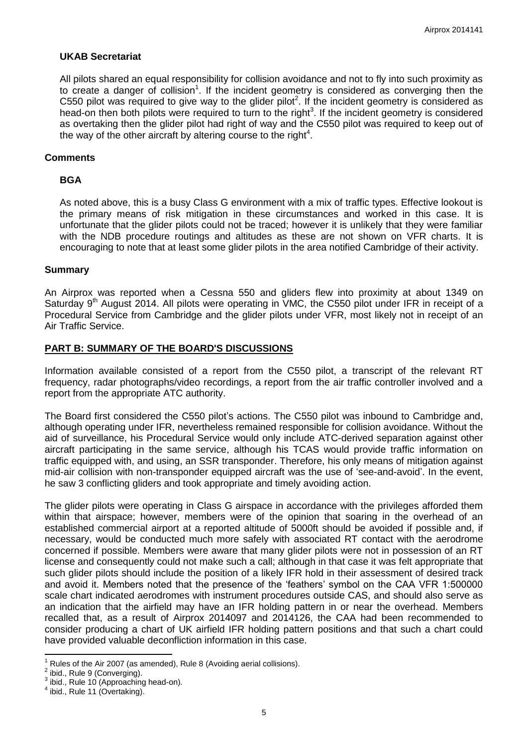### UKAB Secretariat

All pilots shared an equal responsibility for collision avoidance and not to fly into such proximity as to create a danger of collision[1]. If the incident geometry is considered as converging then the C550 pilot was required to give way to the glider pilot[2]. If the incident geometry is considered as head-on then both pilots were required to turn to the right[3]. If the incident geometry is considered as overtaking then the glider pilot had right of way and the C550 pilot was required to keep out of the way of the other aircraft by altering course to the right[4].

## Comments

### BGA

As noted above, this is a busy Class G environment with a mix of traffic types. Effective lookout is the primary means of risk mitigation in these circumstances and worked in this case. It is unfortunate that the glider pilots could not be traced; however it is unlikely that they were familiar with the NDB procedure routings and altitudes as these are not shown on VFR charts. It is encouraging to note that at least some glider pilots in the area notified Cambridge of their activity.

## Summary

An Airprox was reported when a Cessna 550 and gliders flew into proximity at about 1349 on Saturday 9th August 2014. All pilots were operating in VMC, the C550 pilot under IFR in receipt of a Procedural Service from Cambridge and the glider pilots under VFR, most likely not in receipt of an Air Traffic Service.

## PART B: SUMMARY OF THE BOARD'S DISCUSSIONS

Information available consisted of a report from the C550 pilot, a transcript of the relevant RT frequency, radar photographs/video recordings, a report from the air traffic controller involved and a report from the appropriate ATC authority.

The Board first considered the C550 pilot's actions. The C550 pilot was inbound to Cambridge and, although operating under IFR, nevertheless remained responsible for collision avoidance. Without the aid of surveillance, his Procedural Service would only include ATC-derived separation against other aircraft participating in the same service, although his TCAS would provide traffic information on traffic equipped with, and using, an SSR transponder. Therefore, his only means of mitigation against mid-air collision with non-transponder equipped aircraft was the use of 'see-and-avoid'. In the event, he saw 3 conflicting gliders and took appropriate and timely avoiding action.

The glider pilots were operating in Class G airspace in accordance with the privileges afforded them within that airspace; however, members were of the opinion that soaring in the overhead of an established commercial airport at a reported altitude of 5000ft should be avoided if possible and, if necessary, would be conducted much more safely with associated RT contact with the aerodrome concerned if possible. Members were aware that many glider pilots were not in possession of an RT license and consequently could not make such a call; although in that case it was felt appropriate that such glider pilots should include the position of a likely IFR hold in their assessment of desired track and avoid it. Members noted that the presence of the 'feathers' symbol on the CAA VFR 1:500000 scale chart indicated aerodromes with instrument procedures outside CAS, and should also serve as an indication that the airfield may have an IFR holding pattern in or near the overhead. Members recalled that, as a result of Airprox 2014097 and 2014126, the CAA had been recommended to consider producing a chart of UK airfield IFR holding pattern positions and that such a chart could have provided valuable deconfliction information in this case.

---

[1] Rules of the Air 2007 (as amended), Rule 8 (Avoiding aerial collisions).
[2] ibid., Rule 9 (Converging).
[3] ibid., Rule 10 (Approaching head-on).
[4] ibid., Rule 11 (Overtaking).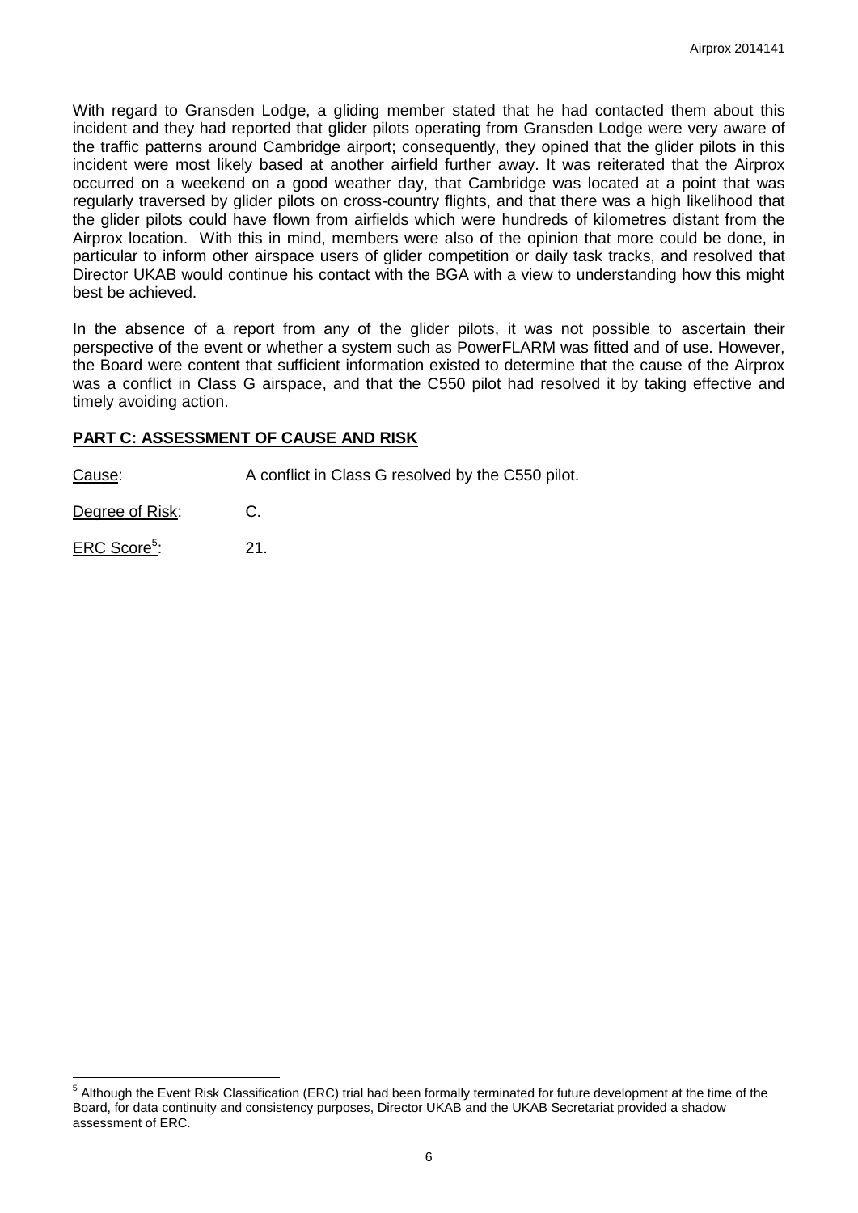With regard to Gransden Lodge, a gliding member stated that he had contacted them about this incident and they had reported that glider pilots operating from Gransden Lodge were very aware of the traffic patterns around Cambridge airport; consequently, they opined that the glider pilots in this incident were most likely based at another airfield further away. It was reiterated that the Airprox occurred on a weekend on a good weather day, that Cambridge was located at a point that was regularly traversed by glider pilots on cross-country flights, and that there was a high likelihood that the glider pilots could have flown from airfields which were hundreds of kilometres distant from the Airprox location. With this in mind, members were also of the opinion that more could be done, in particular to inform other airspace users of glider competition or daily task tracks, and resolved that Director UKAB would continue his contact with the BGA with a view to understanding how this might best be achieved.

In the absence of a report from any of the glider pilots, it was not possible to ascertain their perspective of the event or whether a system such as PowerFLARM was fitted and of use. However, the Board were content that sufficient information existed to determine that the cause of the Airprox was a conflict in Class G airspace, and that the C550 pilot had resolved it by taking effective and timely avoiding action.

## PART C: ASSESSMENT OF CAUSE AND RISK

Cause: A conflict in Class G resolved by the C550 pilot.

Degree of Risk: C.

ERC Score[5]: 21.

[5] Although the Event Risk Classification (ERC) trial had been formally terminated for future development at the time of the Board, for data continuity and consistency purposes, Director UKAB and the UKAB Secretariat provided a shadow assessment of ERC.